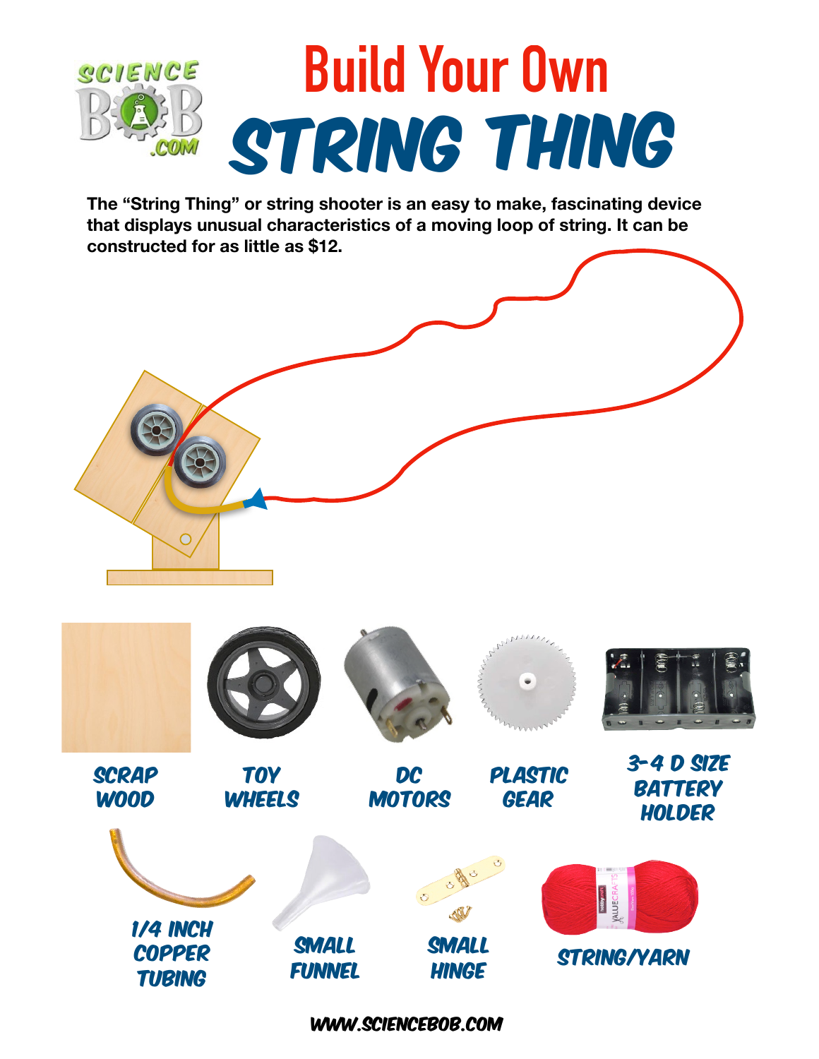# Build Your Own STRING THING

**The "String Thing" or string shooter is an easy to make, fascinating device that displays unusual characteristics of a moving loop of string. It can be constructed for as little as $12.**

- SCRAP WOOD
- TOY WHEELS
- DC MOTORS
- PLASTIC GEAR
- 3-4 D SIZE BATTERY HOLDER
- 1/4 INCH COPPER TUBING
- SMALL FUNNEL
- SMALL HINGE
- STRING/YARN

WWW.SCIENCEBOB.COM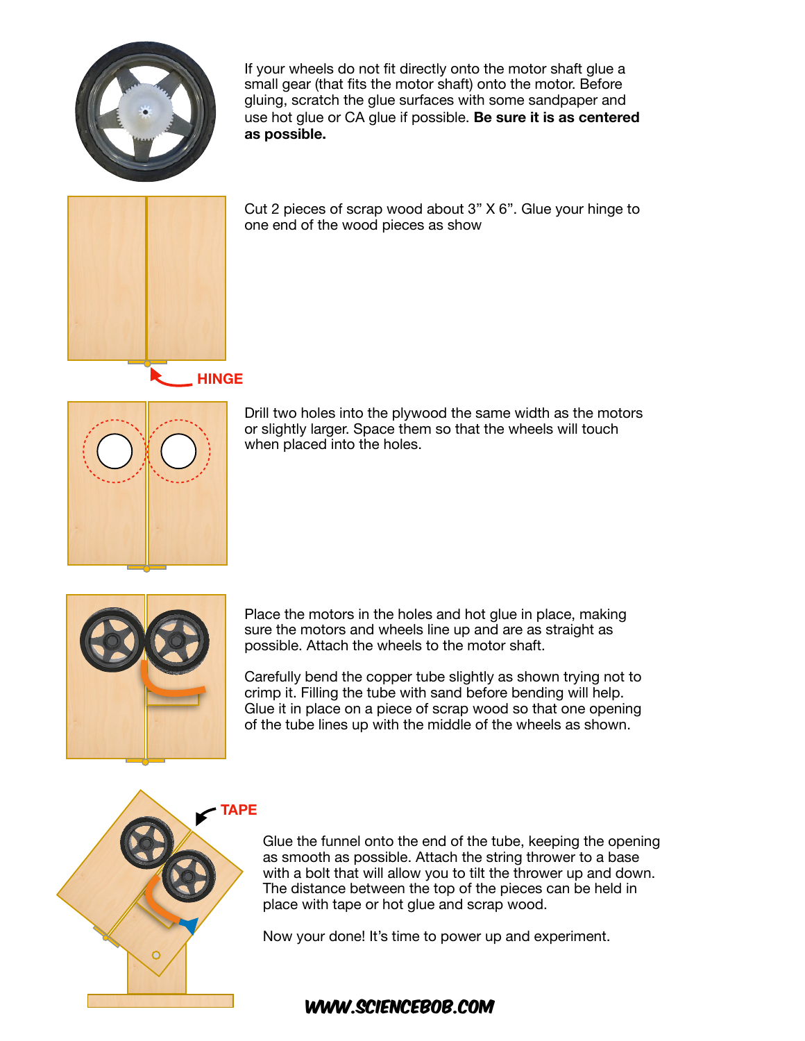If your wheels do not fit directly onto the motor shaft glue a small gear (that fits the motor shaft) onto the motor. Before gluing, scratch the glue surfaces with some sandpaper and use hot glue or CA glue if possible. **Be sure it is as centered as possible.**

Cut 2 pieces of scrap wood about 3" X 6". Glue your hinge to one end of the wood pieces as show

HINGE

Drill two holes into the plywood the same width as the motors or slightly larger. Space them so that the wheels will touch when placed into the holes.

Place the motors in the holes and hot glue in place, making sure the motors and wheels line up and are as straight as possible. Attach the wheels to the motor shaft.

Carefully bend the copper tube slightly as shown trying not to crimp it. Filling the tube with sand before bending will help. Glue it in place on a piece of scrap wood so that one opening of the tube lines up with the middle of the wheels as shown.

TAPE

Glue the funnel onto the end of the tube, keeping the opening as smooth as possible. Attach the string thrower to a base with a bolt that will allow you to tilt the thrower up and down. The distance between the top of the pieces can be held in place with tape or hot glue and scrap wood.

Now your done! It's time to power up and experiment.

WWW.SCIENCEBOB.COM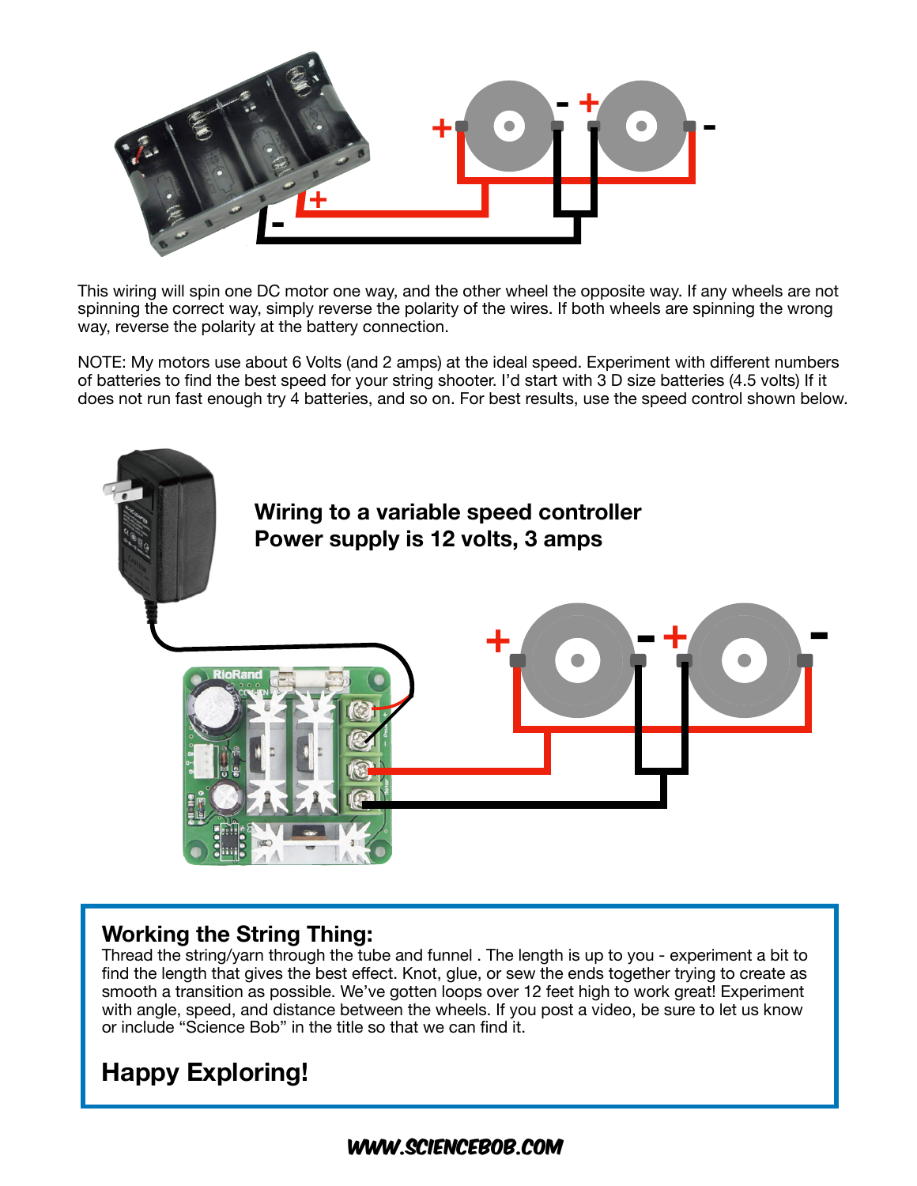This wiring will spin one DC motor one way, and the other wheel the opposite way. If any wheels are not spinning the correct way, simply reverse the polarity of the wires. If both wheels are spinning the wrong way, reverse the polarity at the battery connection.

NOTE: My motors use about 6 Volts (and 2 amps) at the ideal speed. Experiment with different numbers of batteries to find the best speed for your string shooter. I'd start with 3 D size batteries (4.5 volts) If it does not run fast enough try 4 batteries, and so on. For best results, use the speed control shown below.

**Wiring to a variable speed controller**
**Power supply is 12 volts, 3 amps**

## Working the String Thing:

Thread the string/yarn through the tube and funnel . The length is up to you - experiment a bit to find the length that gives the best effect. Knot, glue, or sew the ends together trying to create as smooth a transition as possible. We've gotten loops over 12 feet high to work great! Experiment with angle, speed, and distance between the wheels. If you post a video, be sure to let us know or include "Science Bob" in the title so that we can find it.

## Happy Exploring!

WWW.SCIENCEBOB.COM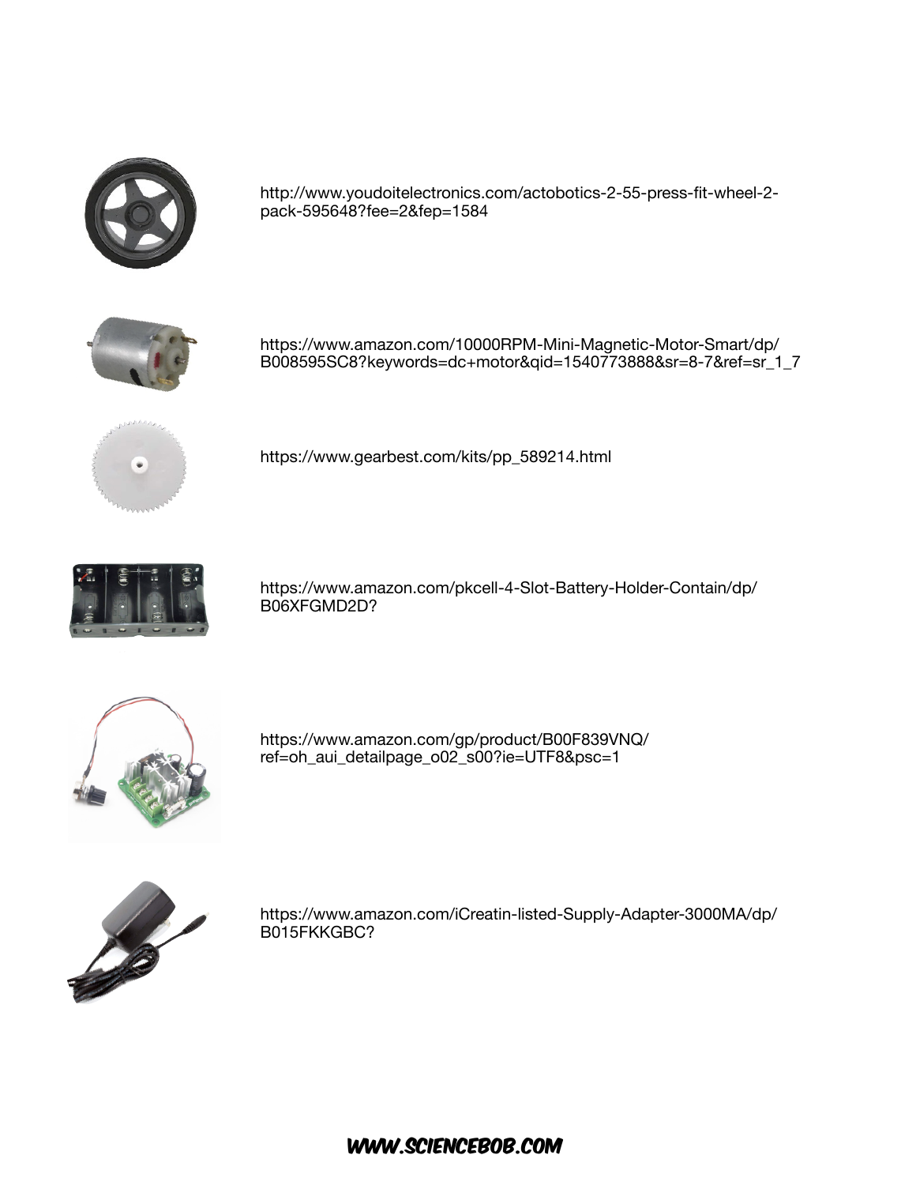http://www.youdoitelectronics.com/actobotics-2-55-press-fit-wheel-2-pack-595648?fee=2&fep=1584

https://www.amazon.com/10000RPM-Mini-Magnetic-Motor-Smart/dp/B008595SC8?keywords=dc+motor&qid=1540773888&sr=8-7&ref=sr_1_7

https://www.gearbest.com/kits/pp_589214.html

https://www.amazon.com/pkcell-4-Slot-Battery-Holder-Contain/dp/B06XFGMD2D?

https://www.amazon.com/gp/product/B00F839VNQ/ref=oh_aui_detailpage_o02_s00?ie=UTF8&psc=1

https://www.amazon.com/iCreatin-listed-Supply-Adapter-3000MA/dp/B015FKKGBC?